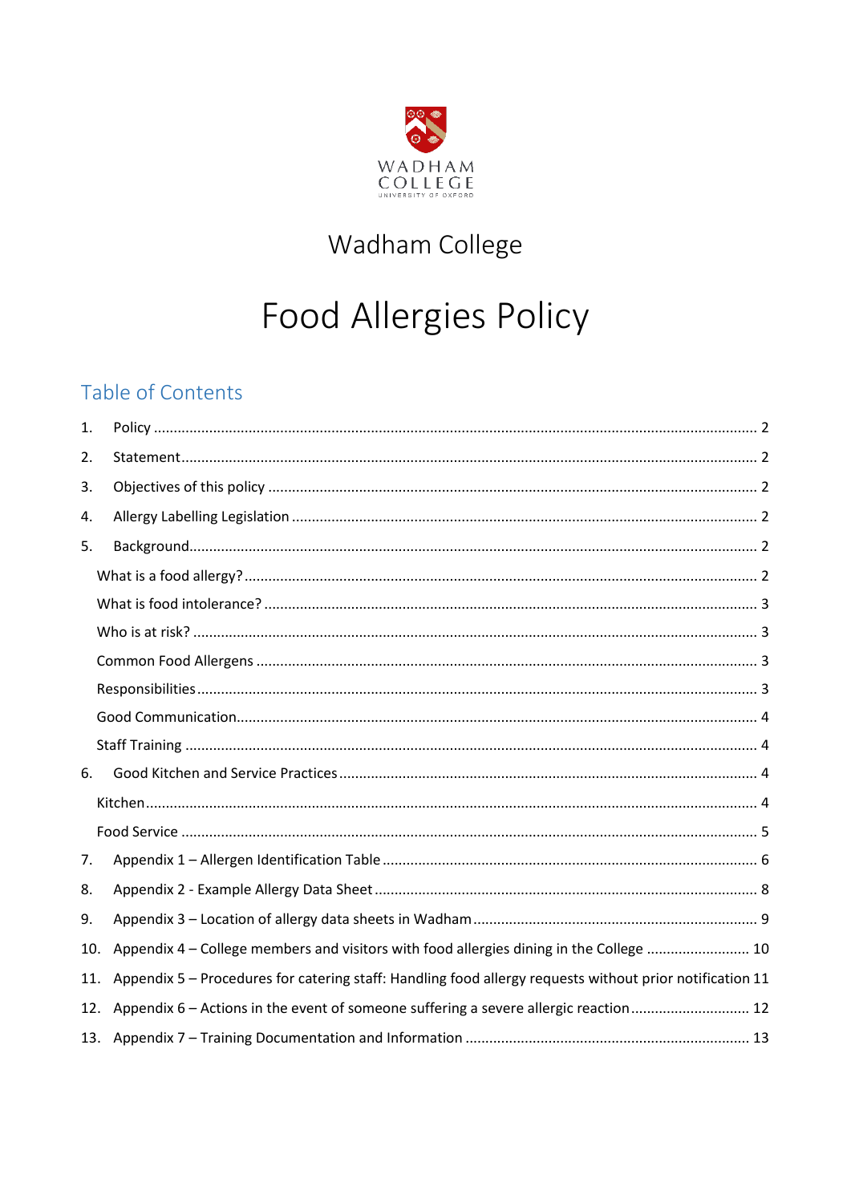WADHAM COLLEGE
UNIVERSITY OF OXFORD

# Wadham College

# Food Allergies Policy

## Table of Contents

1. Policy ..... 2
2. Statement ..... 2
3. Objectives of this policy ..... 2
4. Allergy Labelling Legislation ..... 2
5. Background ..... 2
   - What is a food allergy? ..... 2
   - What is food intolerance? ..... 3
   - Who is at risk? ..... 3
   - Common Food Allergens ..... 3
   - Responsibilities ..... 3
   - Good Communication ..... 4
   - Staff Training ..... 4
6. Good Kitchen and Service Practices ..... 4
   - Kitchen ..... 4
   - Food Service ..... 5
7. Appendix 1 – Allergen Identification Table ..... 6
8. Appendix 2 - Example Allergy Data Sheet ..... 8
9. Appendix 3 – Location of allergy data sheets in Wadham ..... 9
10. Appendix 4 – College members and visitors with food allergies dining in the College ..... 10
11. Appendix 5 – Procedures for catering staff: Handling food allergy requests without prior notification ..... 11
12. Appendix 6 – Actions in the event of someone suffering a severe allergic reaction ..... 12
13. Appendix 7 – Training Documentation and Information ..... 13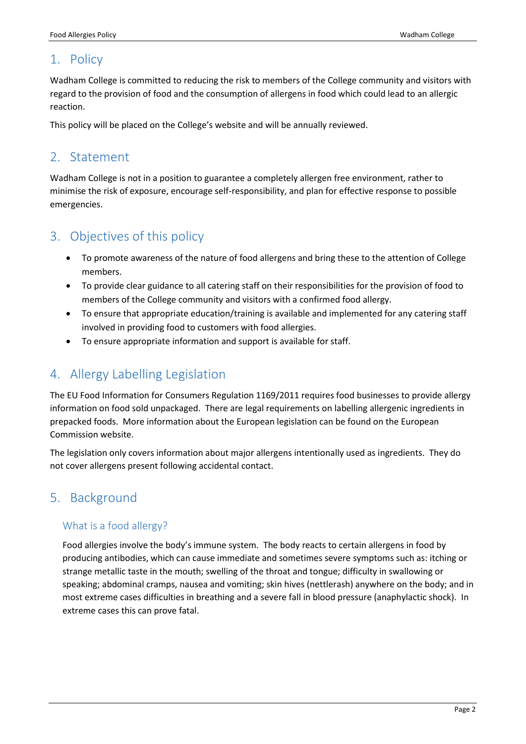## 1. Policy

Wadham College is committed to reducing the risk to members of the College community and visitors with regard to the provision of food and the consumption of allergens in food which could lead to an allergic reaction.

This policy will be placed on the College's website and will be annually reviewed.

## 2. Statement

Wadham College is not in a position to guarantee a completely allergen free environment, rather to minimise the risk of exposure, encourage self-responsibility, and plan for effective response to possible emergencies.

## 3. Objectives of this policy

- To promote awareness of the nature of food allergens and bring these to the attention of College members.
- To provide clear guidance to all catering staff on their responsibilities for the provision of food to members of the College community and visitors with a confirmed food allergy.
- To ensure that appropriate education/training is available and implemented for any catering staff involved in providing food to customers with food allergies.
- To ensure appropriate information and support is available for staff.

## 4. Allergy Labelling Legislation

The EU Food Information for Consumers Regulation 1169/2011 requires food businesses to provide allergy information on food sold unpackaged. There are legal requirements on labelling allergenic ingredients in prepacked foods. More information about the European legislation can be found on the European Commission website.

The legislation only covers information about major allergens intentionally used as ingredients. They do not cover allergens present following accidental contact.

## 5. Background

### What is a food allergy?

Food allergies involve the body's immune system. The body reacts to certain allergens in food by producing antibodies, which can cause immediate and sometimes severe symptoms such as: itching or strange metallic taste in the mouth; swelling of the throat and tongue; difficulty in swallowing or speaking; abdominal cramps, nausea and vomiting; skin hives (nettlerash) anywhere on the body; and in most extreme cases difficulties in breathing and a severe fall in blood pressure (anaphylactic shock). In extreme cases this can prove fatal.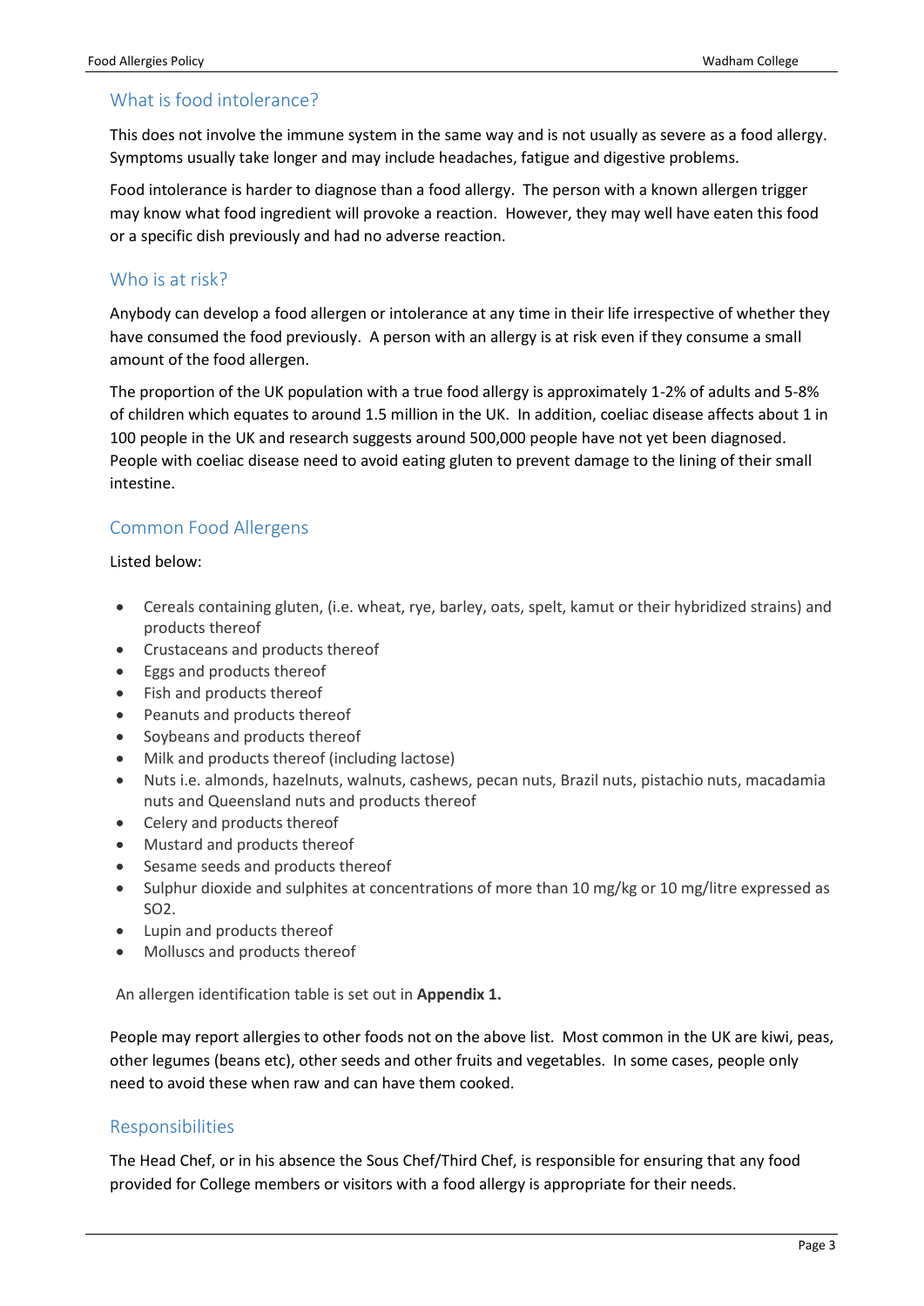## What is food intolerance?

This does not involve the immune system in the same way and is not usually as severe as a food allergy. Symptoms usually take longer and may include headaches, fatigue and digestive problems.

Food intolerance is harder to diagnose than a food allergy. The person with a known allergen trigger may know what food ingredient will provoke a reaction. However, they may well have eaten this food or a specific dish previously and had no adverse reaction.

## Who is at risk?

Anybody can develop a food allergen or intolerance at any time in their life irrespective of whether they have consumed the food previously. A person with an allergy is at risk even if they consume a small amount of the food allergen.

The proportion of the UK population with a true food allergy is approximately 1-2% of adults and 5-8% of children which equates to around 1.5 million in the UK. In addition, coeliac disease affects about 1 in 100 people in the UK and research suggests around 500,000 people have not yet been diagnosed. People with coeliac disease need to avoid eating gluten to prevent damage to the lining of their small intestine.

## Common Food Allergens

Listed below:

- Cereals containing gluten, (i.e. wheat, rye, barley, oats, spelt, kamut or their hybridized strains) and products thereof
- Crustaceans and products thereof
- Eggs and products thereof
- Fish and products thereof
- Peanuts and products thereof
- Soybeans and products thereof
- Milk and products thereof (including lactose)
- Nuts i.e. almonds, hazelnuts, walnuts, cashews, pecan nuts, Brazil nuts, pistachio nuts, macadamia nuts and Queensland nuts and products thereof
- Celery and products thereof
- Mustard and products thereof
- Sesame seeds and products thereof
- Sulphur dioxide and sulphites at concentrations of more than 10 mg/kg or 10 mg/litre expressed as $SO_2$.
- Lupin and products thereof
- Molluscs and products thereof

An allergen identification table is set out in **Appendix 1.**

People may report allergies to other foods not on the above list. Most common in the UK are kiwi, peas, other legumes (beans etc), other seeds and other fruits and vegetables. In some cases, people only need to avoid these when raw and can have them cooked.

## Responsibilities

The Head Chef, or in his absence the Sous Chef/Third Chef, is responsible for ensuring that any food provided for College members or visitors with a food allergy is appropriate for their needs.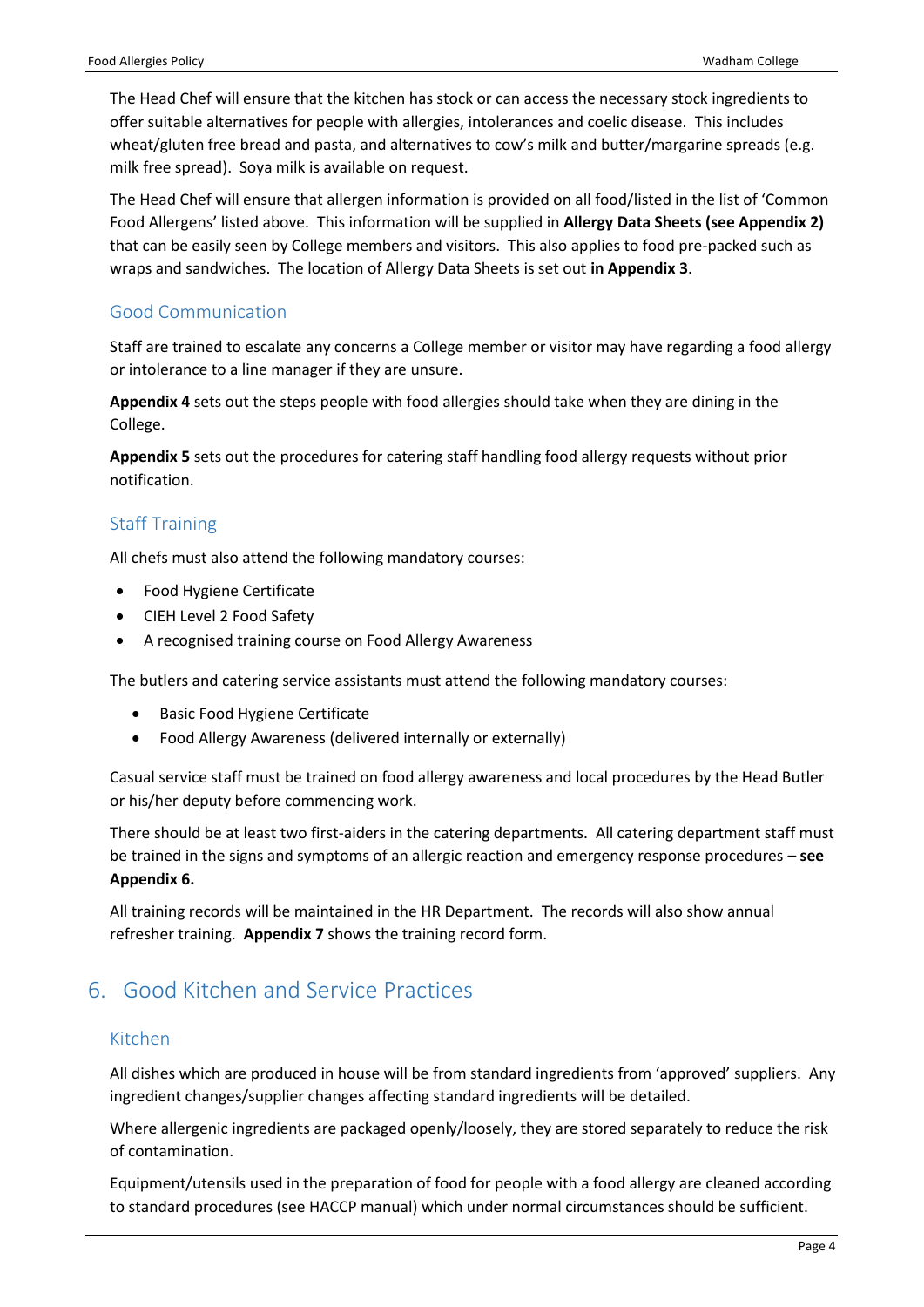The Head Chef will ensure that the kitchen has stock or can access the necessary stock ingredients to offer suitable alternatives for people with allergies, intolerances and coelic disease. This includes wheat/gluten free bread and pasta, and alternatives to cow's milk and butter/margarine spreads (e.g. milk free spread). Soya milk is available on request.

The Head Chef will ensure that allergen information is provided on all food/listed in the list of 'Common Food Allergens' listed above. This information will be supplied in **Allergy Data Sheets (see Appendix 2)** that can be easily seen by College members and visitors. This also applies to food pre-packed such as wraps and sandwiches. The location of Allergy Data Sheets is set out **in Appendix 3**.

### Good Communication

Staff are trained to escalate any concerns a College member or visitor may have regarding a food allergy or intolerance to a line manager if they are unsure.

**Appendix 4** sets out the steps people with food allergies should take when they are dining in the College.

**Appendix 5** sets out the procedures for catering staff handling food allergy requests without prior notification.

### Staff Training

All chefs must also attend the following mandatory courses:

- Food Hygiene Certificate
- CIEH Level 2 Food Safety
- A recognised training course on Food Allergy Awareness

The butlers and catering service assistants must attend the following mandatory courses:

- Basic Food Hygiene Certificate
- Food Allergy Awareness (delivered internally or externally)

Casual service staff must be trained on food allergy awareness and local procedures by the Head Butler or his/her deputy before commencing work.

There should be at least two first-aiders in the catering departments. All catering department staff must be trained in the signs and symptoms of an allergic reaction and emergency response procedures – **see Appendix 6.**

All training records will be maintained in the HR Department. The records will also show annual refresher training. **Appendix 7** shows the training record form.

## 6. Good Kitchen and Service Practices

### Kitchen

All dishes which are produced in house will be from standard ingredients from 'approved' suppliers. Any ingredient changes/supplier changes affecting standard ingredients will be detailed.

Where allergenic ingredients are packaged openly/loosely, they are stored separately to reduce the risk of contamination.

Equipment/utensils used in the preparation of food for people with a food allergy are cleaned according to standard procedures (see HACCP manual) which under normal circumstances should be sufficient.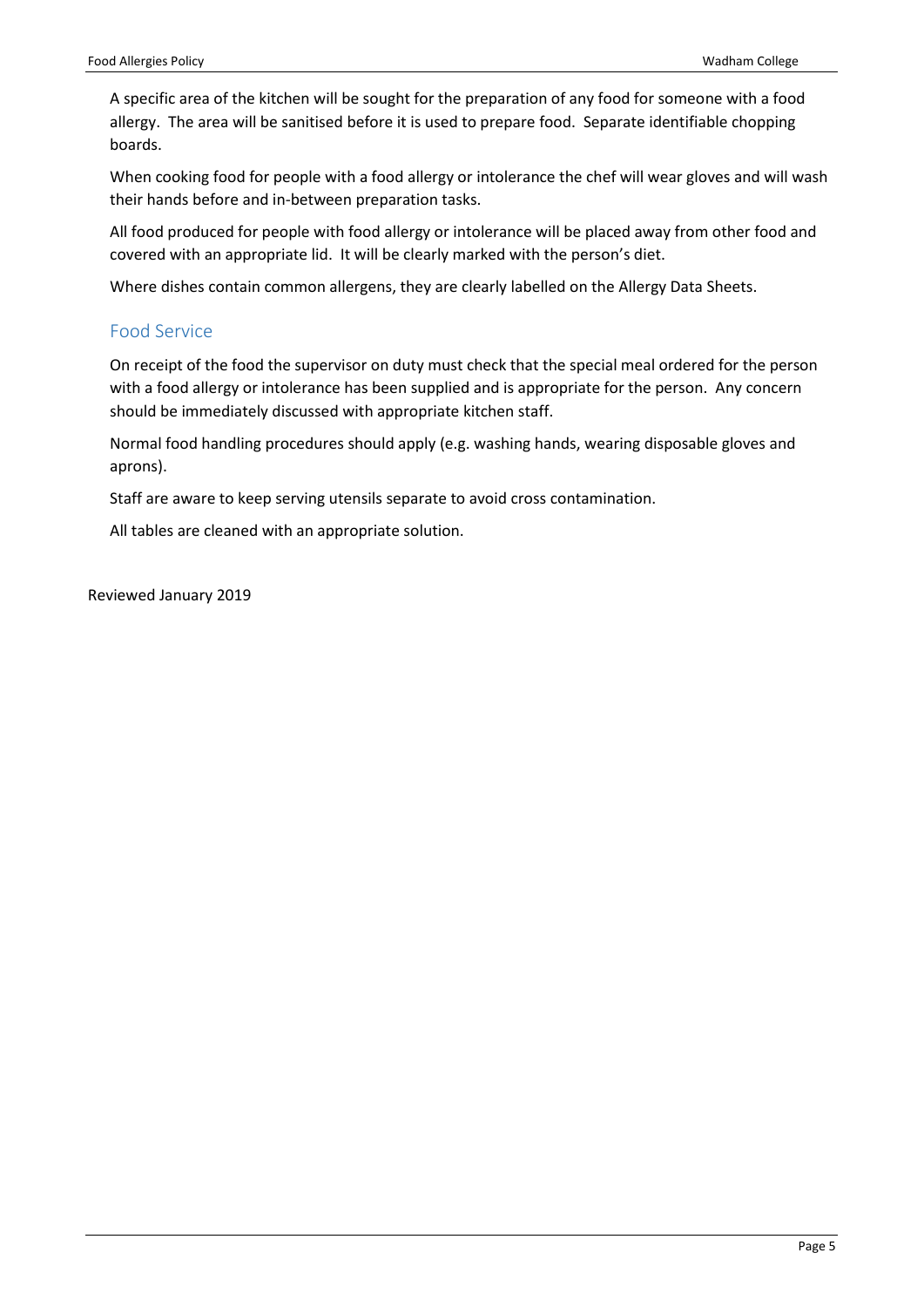A specific area of the kitchen will be sought for the preparation of any food for someone with a food allergy. The area will be sanitised before it is used to prepare food. Separate identifiable chopping boards.

When cooking food for people with a food allergy or intolerance the chef will wear gloves and will wash their hands before and in-between preparation tasks.

All food produced for people with food allergy or intolerance will be placed away from other food and covered with an appropriate lid. It will be clearly marked with the person's diet.

Where dishes contain common allergens, they are clearly labelled on the Allergy Data Sheets.

## Food Service

On receipt of the food the supervisor on duty must check that the special meal ordered for the person with a food allergy or intolerance has been supplied and is appropriate for the person. Any concern should be immediately discussed with appropriate kitchen staff.

Normal food handling procedures should apply (e.g. washing hands, wearing disposable gloves and aprons).

Staff are aware to keep serving utensils separate to avoid cross contamination.

All tables are cleaned with an appropriate solution.

Reviewed January 2019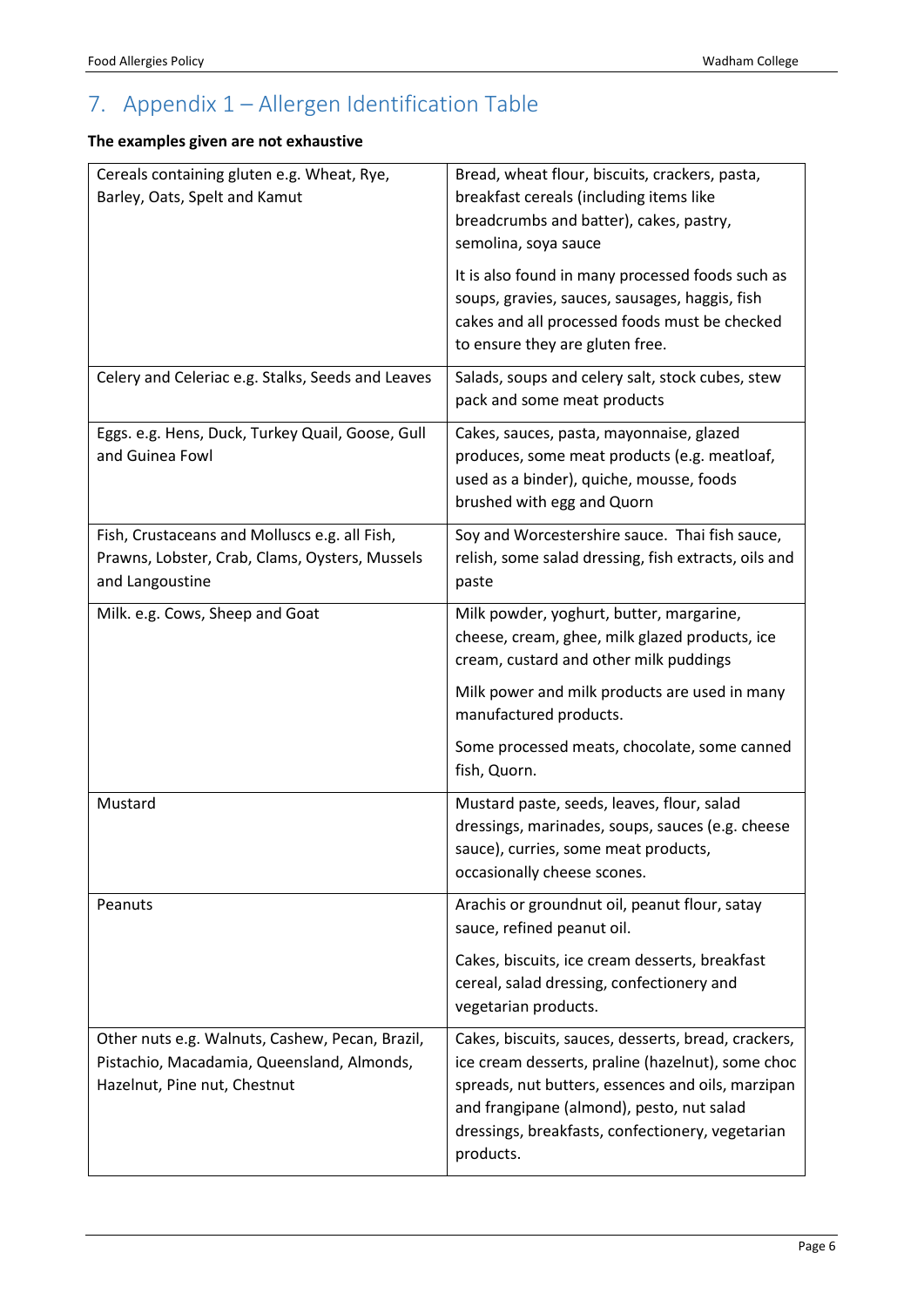## 7. Appendix 1 – Allergen Identification Table

**The examples given are not exhaustive**

| | |
|---|---|
| Cereals containing gluten e.g. Wheat, Rye, Barley, Oats, Spelt and Kamut | Bread, wheat flour, biscuits, crackers, pasta, breakfast cereals (including items like breadcrumbs and batter), cakes, pastry, semolina, soya sauce<br><br>It is also found in many processed foods such as soups, gravies, sauces, sausages, haggis, fish cakes and all processed foods must be checked to ensure they are gluten free. |
| Celery and Celeriac e.g. Stalks, Seeds and Leaves | Salads, soups and celery salt, stock cubes, stew pack and some meat products |
| Eggs. e.g. Hens, Duck, Turkey Quail, Goose, Gull and Guinea Fowl | Cakes, sauces, pasta, mayonnaise, glazed produces, some meat products (e.g. meatloaf, used as a binder), quiche, mousse, foods brushed with egg and Quorn |
| Fish, Crustaceans and Molluscs e.g. all Fish, Prawns, Lobster, Crab, Clams, Oysters, Mussels and Langoustine | Soy and Worcestershire sauce. Thai fish sauce, relish, some salad dressing, fish extracts, oils and paste |
| Milk. e.g. Cows, Sheep and Goat | Milk powder, yoghurt, butter, margarine, cheese, cream, ghee, milk glazed products, ice cream, custard and other milk puddings<br><br>Milk power and milk products are used in many manufactured products.<br><br>Some processed meats, chocolate, some canned fish, Quorn. |
| Mustard | Mustard paste, seeds, leaves, flour, salad dressings, marinades, soups, sauces (e.g. cheese sauce), curries, some meat products, occasionally cheese scones. |
| Peanuts | Arachis or groundnut oil, peanut flour, satay sauce, refined peanut oil.<br><br>Cakes, biscuits, ice cream desserts, breakfast cereal, salad dressing, confectionery and vegetarian products. |
| Other nuts e.g. Walnuts, Cashew, Pecan, Brazil, Pistachio, Macadamia, Queensland, Almonds, Hazelnut, Pine nut, Chestnut | Cakes, biscuits, sauces, desserts, bread, crackers, ice cream desserts, praline (hazelnut), some choc spreads, nut butters, essences and oils, marzipan and frangipane (almond), pesto, nut salad dressings, breakfasts, confectionery, vegetarian products. |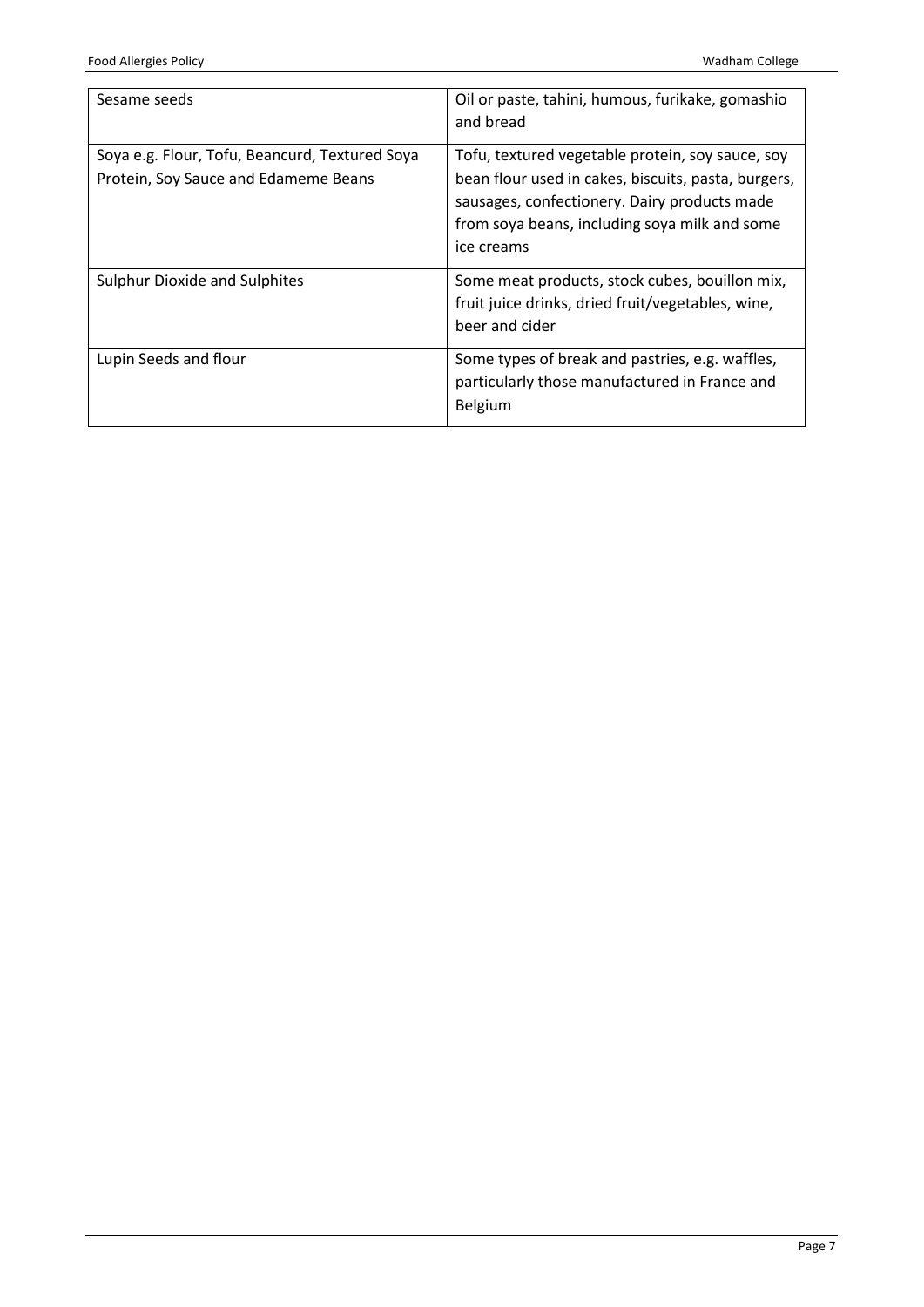| Sesame seeds | Oil or paste, tahini, humous, furikake, gomashio and bread |
|---|---|
| Soya e.g. Flour, Tofu, Beancurd, Textured Soya Protein, Soy Sauce and Edameme Beans | Tofu, textured vegetable protein, soy sauce, soy bean flour used in cakes, biscuits, pasta, burgers, sausages, confectionery. Dairy products made from soya beans, including soya milk and some ice creams |
| Sulphur Dioxide and Sulphites | Some meat products, stock cubes, bouillon mix, fruit juice drinks, dried fruit/vegetables, wine, beer and cider |
| Lupin Seeds and flour | Some types of break and pastries, e.g. waffles, particularly those manufactured in France and Belgium |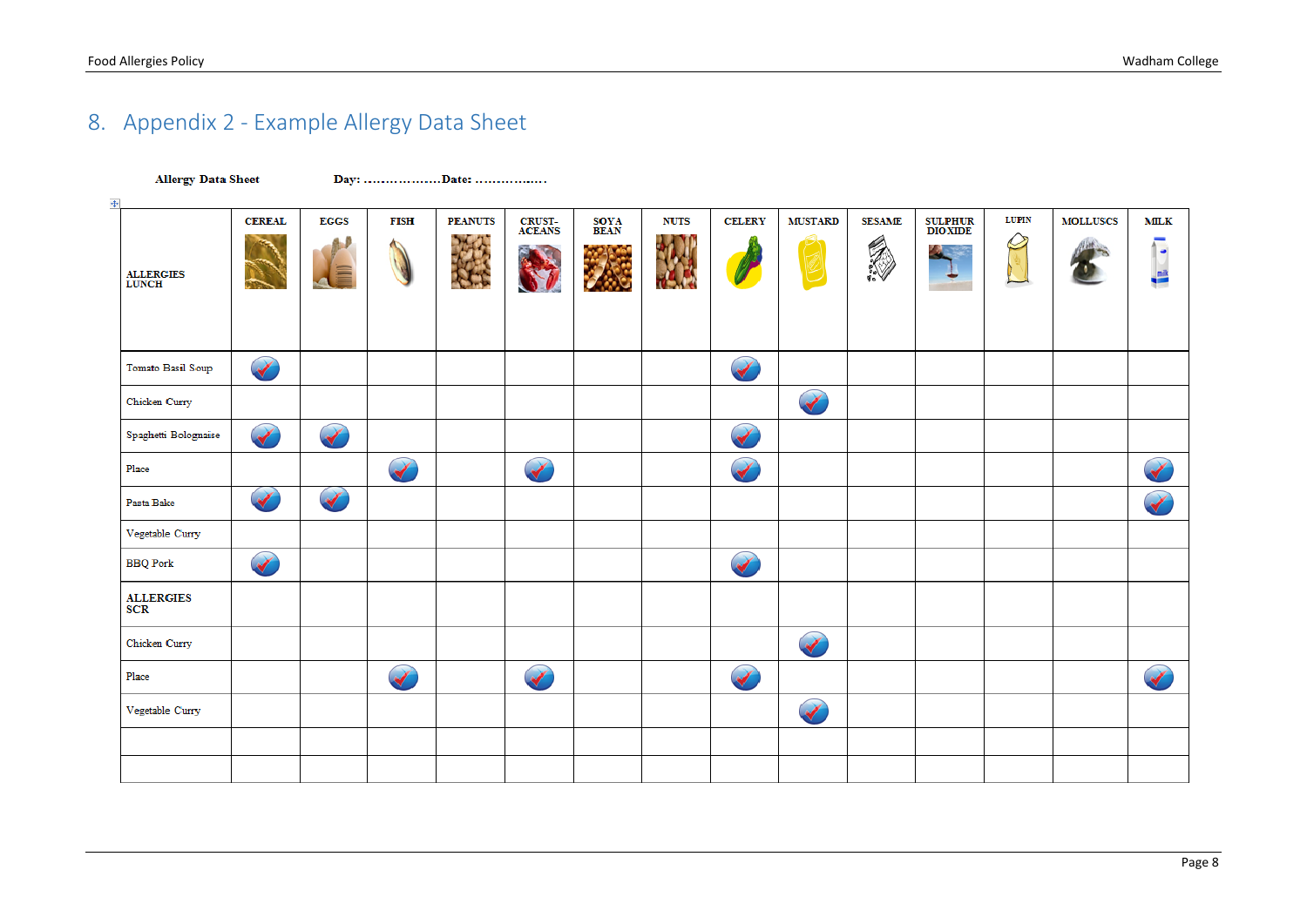## 8. Appendix 2 - Example Allergy Data Sheet

**Allergy Data Sheet** **Day: ………………Date: ……………..**

| ALLERGIES LUNCH | CEREAL | EGGS | FISH | PEANUTS | CRUST-ACEANS | SOYA BEAN | NUTS | CELERY | MUSTARD | SESAME | SULPHUR DIOXIDE | LUPIN | MOLLUSCS | MILK |
|---|---|---|---|---|---|---|---|---|---|---|---|---|---|---|
| Tomato Basil Soup | ✓ | | | | | | | ✓ | | | | | | |
| Chicken Curry | | | | | | | | | ✓ | | | | | |
| Spaghetti Bolognaise | ✓ | ✓ | | | | | | ✓ | | | | | | |
| Place | | | ✓ | | ✓ | | | ✓ | | | | | | ✓ |
| Pasta Bake | ✓ | ✓ | | | | | | | | | | | | ✓ |
| Vegetable Curry | | | | | | | | | | | | | | |
| BBQ Pork | ✓ | | | | | | | ✓ | | | | | | |
| **ALLERGIES SCR** | | | | | | | | | | | | | | |
| Chicken Curry | | | | | | | | | ✓ | | | | | |
| Place | | | ✓ | | ✓ | | | ✓ | | | | | | ✓ |
| Vegetable Curry | | | | | | | | | ✓ | | | | | |
| | | | | | | | | | | | | | | |
| | | | | | | | | | | | | | | |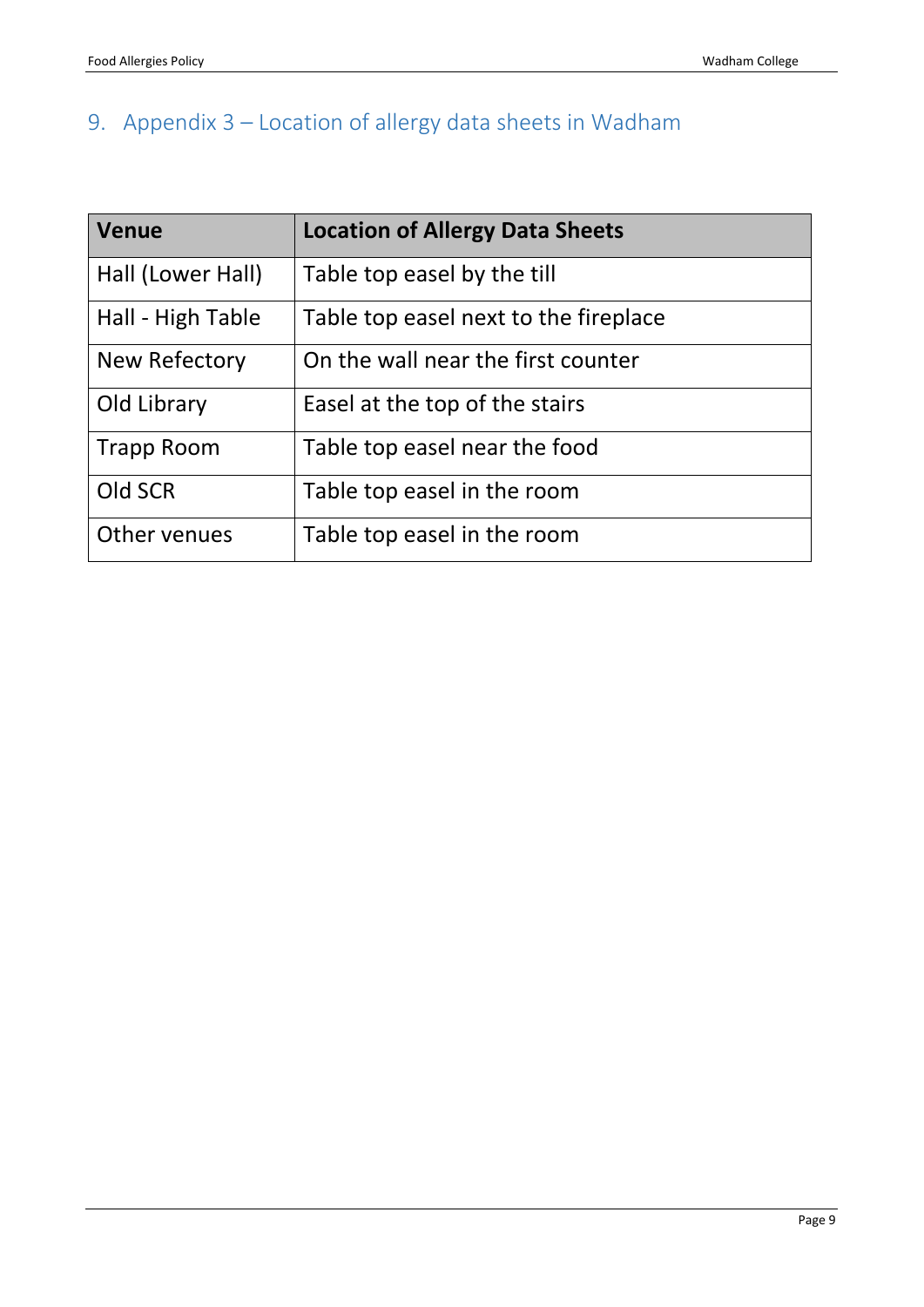# 9. Appendix 3 – Location of allergy data sheets in Wadham

| Venue | Location of Allergy Data Sheets |
|---|---|
| Hall (Lower Hall) | Table top easel by the till |
| Hall - High Table | Table top easel next to the fireplace |
| New Refectory | On the wall near the first counter |
| Old Library | Easel at the top of the stairs |
| Trapp Room | Table top easel near the food |
| Old SCR | Table top easel in the room |
| Other venues | Table top easel in the room |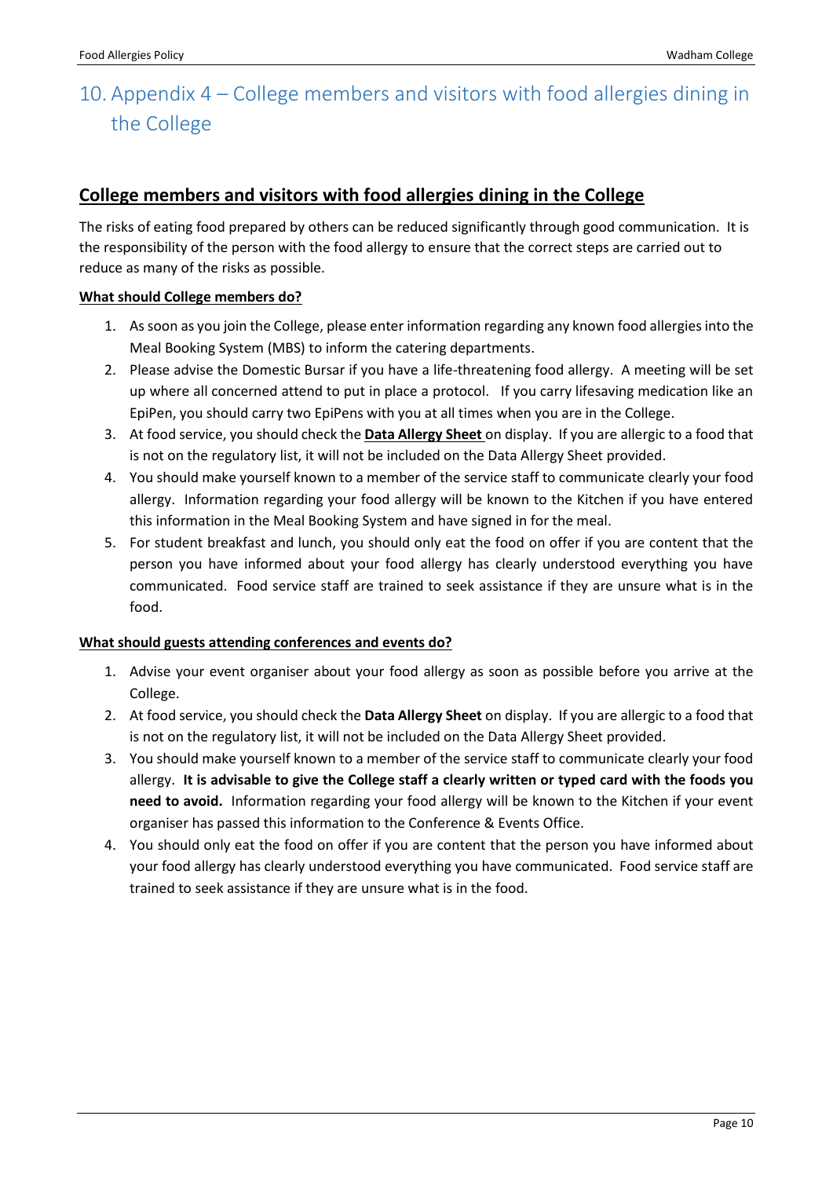# 10. Appendix 4 – College members and visitors with food allergies dining in the College

## College members and visitors with food allergies dining in the College

The risks of eating food prepared by others can be reduced significantly through good communication. It is the responsibility of the person with the food allergy to ensure that the correct steps are carried out to reduce as many of the risks as possible.

**What should College members do?**

1. As soon as you join the College, please enter information regarding any known food allergies into the Meal Booking System (MBS) to inform the catering departments.
2. Please advise the Domestic Bursar if you have a life-threatening food allergy. A meeting will be set up where all concerned attend to put in place a protocol. If you carry lifesaving medication like an EpiPen, you should carry two EpiPens with you at all times when you are in the College.
3. At food service, you should check the **Data Allergy Sheet** on display. If you are allergic to a food that is not on the regulatory list, it will not be included on the Data Allergy Sheet provided.
4. You should make yourself known to a member of the service staff to communicate clearly your food allergy. Information regarding your food allergy will be known to the Kitchen if you have entered this information in the Meal Booking System and have signed in for the meal.
5. For student breakfast and lunch, you should only eat the food on offer if you are content that the person you have informed about your food allergy has clearly understood everything you have communicated. Food service staff are trained to seek assistance if they are unsure what is in the food.

**What should guests attending conferences and events do?**

1. Advise your event organiser about your food allergy as soon as possible before you arrive at the College.
2. At food service, you should check the **Data Allergy Sheet** on display. If you are allergic to a food that is not on the regulatory list, it will not be included on the Data Allergy Sheet provided.
3. You should make yourself known to a member of the service staff to communicate clearly your food allergy. **It is advisable to give the College staff a clearly written or typed card with the foods you need to avoid.** Information regarding your food allergy will be known to the Kitchen if your event organiser has passed this information to the Conference & Events Office.
4. You should only eat the food on offer if you are content that the person you have informed about your food allergy has clearly understood everything you have communicated. Food service staff are trained to seek assistance if they are unsure what is in the food.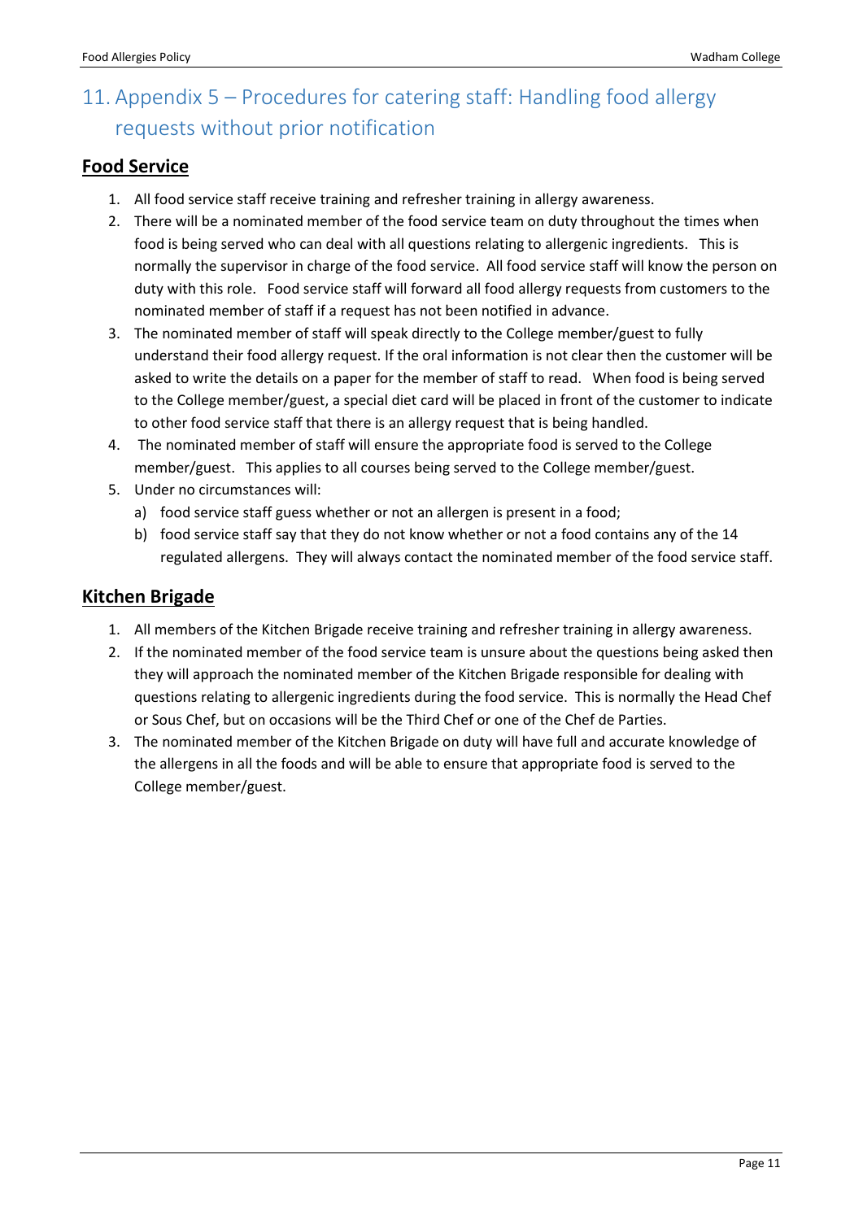# 11. Appendix 5 – Procedures for catering staff: Handling food allergy requests without prior notification

## Food Service

1. All food service staff receive training and refresher training in allergy awareness.
2. There will be a nominated member of the food service team on duty throughout the times when food is being served who can deal with all questions relating to allergenic ingredients. This is normally the supervisor in charge of the food service. All food service staff will know the person on duty with this role. Food service staff will forward all food allergy requests from customers to the nominated member of staff if a request has not been notified in advance.
3. The nominated member of staff will speak directly to the College member/guest to fully understand their food allergy request. If the oral information is not clear then the customer will be asked to write the details on a paper for the member of staff to read. When food is being served to the College member/guest, a special diet card will be placed in front of the customer to indicate to other food service staff that there is an allergy request that is being handled.
4. The nominated member of staff will ensure the appropriate food is served to the College member/guest. This applies to all courses being served to the College member/guest.
5. Under no circumstances will:
   a) food service staff guess whether or not an allergen is present in a food;
   b) food service staff say that they do not know whether or not a food contains any of the 14 regulated allergens. They will always contact the nominated member of the food service staff.

## Kitchen Brigade

1. All members of the Kitchen Brigade receive training and refresher training in allergy awareness.
2. If the nominated member of the food service team is unsure about the questions being asked then they will approach the nominated member of the Kitchen Brigade responsible for dealing with questions relating to allergenic ingredients during the food service. This is normally the Head Chef or Sous Chef, but on occasions will be the Third Chef or one of the Chef de Parties.
3. The nominated member of the Kitchen Brigade on duty will have full and accurate knowledge of the allergens in all the foods and will be able to ensure that appropriate food is served to the College member/guest.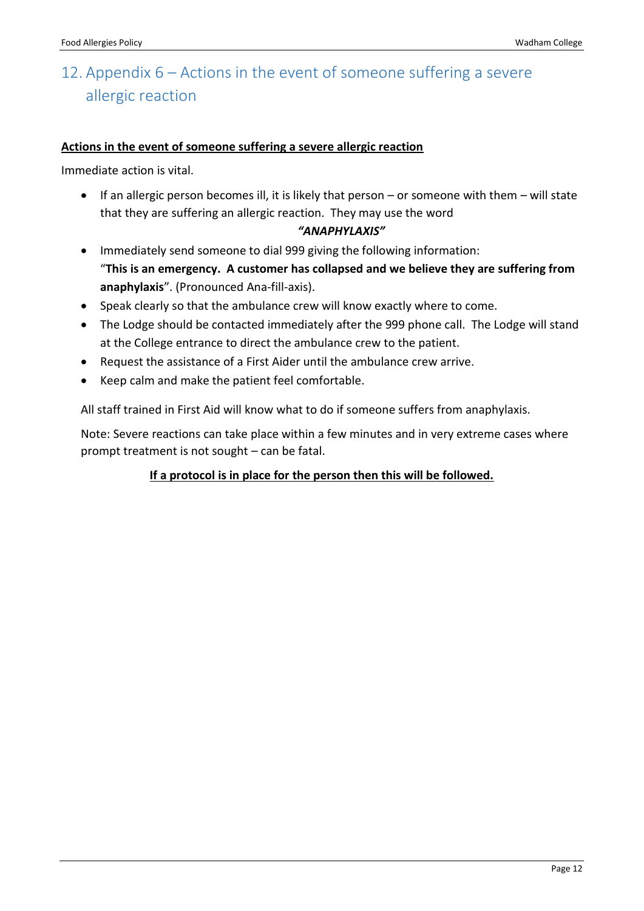## 12. Appendix 6 – Actions in the event of someone suffering a severe allergic reaction

**Actions in the event of someone suffering a severe allergic reaction**

Immediate action is vital.

- If an allergic person becomes ill, it is likely that person – or someone with them – will state that they are suffering an allergic reaction. They may use the word

  ***"ANAPHYLAXIS"***

- Immediately send someone to dial 999 giving the following information: "**This is an emergency. A customer has collapsed and we believe they are suffering from anaphylaxis**". (Pronounced Ana-fill-axis).
- Speak clearly so that the ambulance crew will know exactly where to come.
- The Lodge should be contacted immediately after the 999 phone call. The Lodge will stand at the College entrance to direct the ambulance crew to the patient.
- Request the assistance of a First Aider until the ambulance crew arrive.
- Keep calm and make the patient feel comfortable.

All staff trained in First Aid will know what to do if someone suffers from anaphylaxis.

Note: Severe reactions can take place within a few minutes and in very extreme cases where prompt treatment is not sought – can be fatal.

**If a protocol is in place for the person then this will be followed.**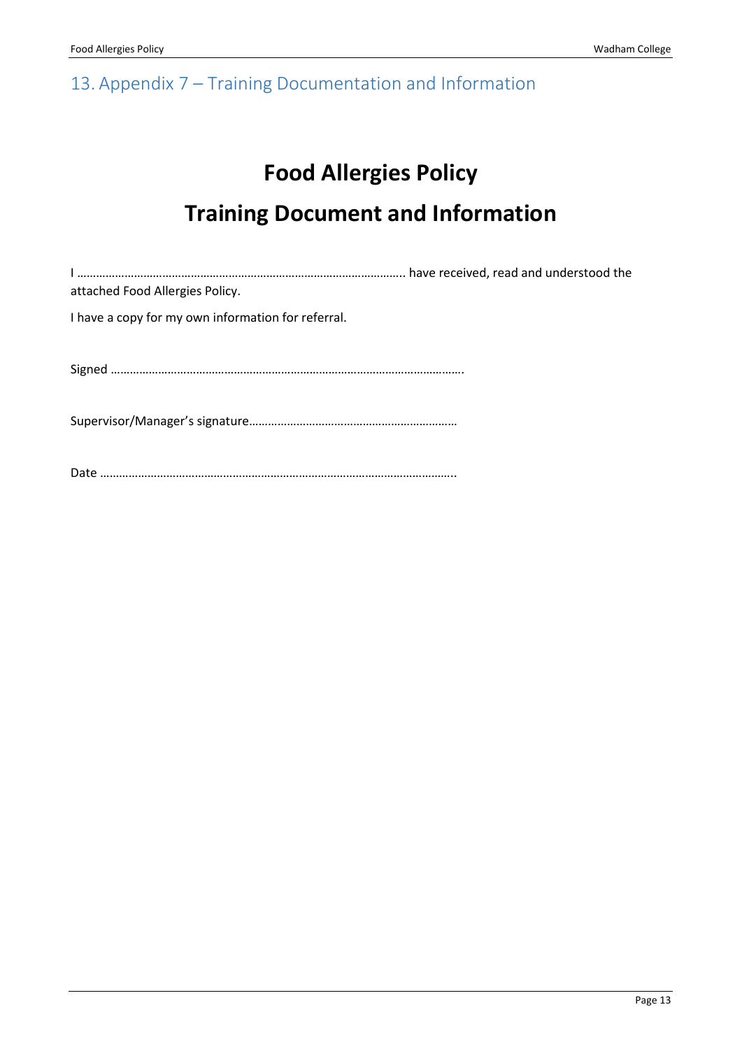## 13. Appendix 7 – Training Documentation and Information

# Food Allergies Policy

# Training Document and Information

I …………………………………………………………………………………….. have received, read and understood the attached Food Allergies Policy.

I have a copy for my own information for referral.

Signed ………………………………………………………………………………………………….

Supervisor/Manager's signature…………………………………………………………

Date …………………………………………………………………………………………………..